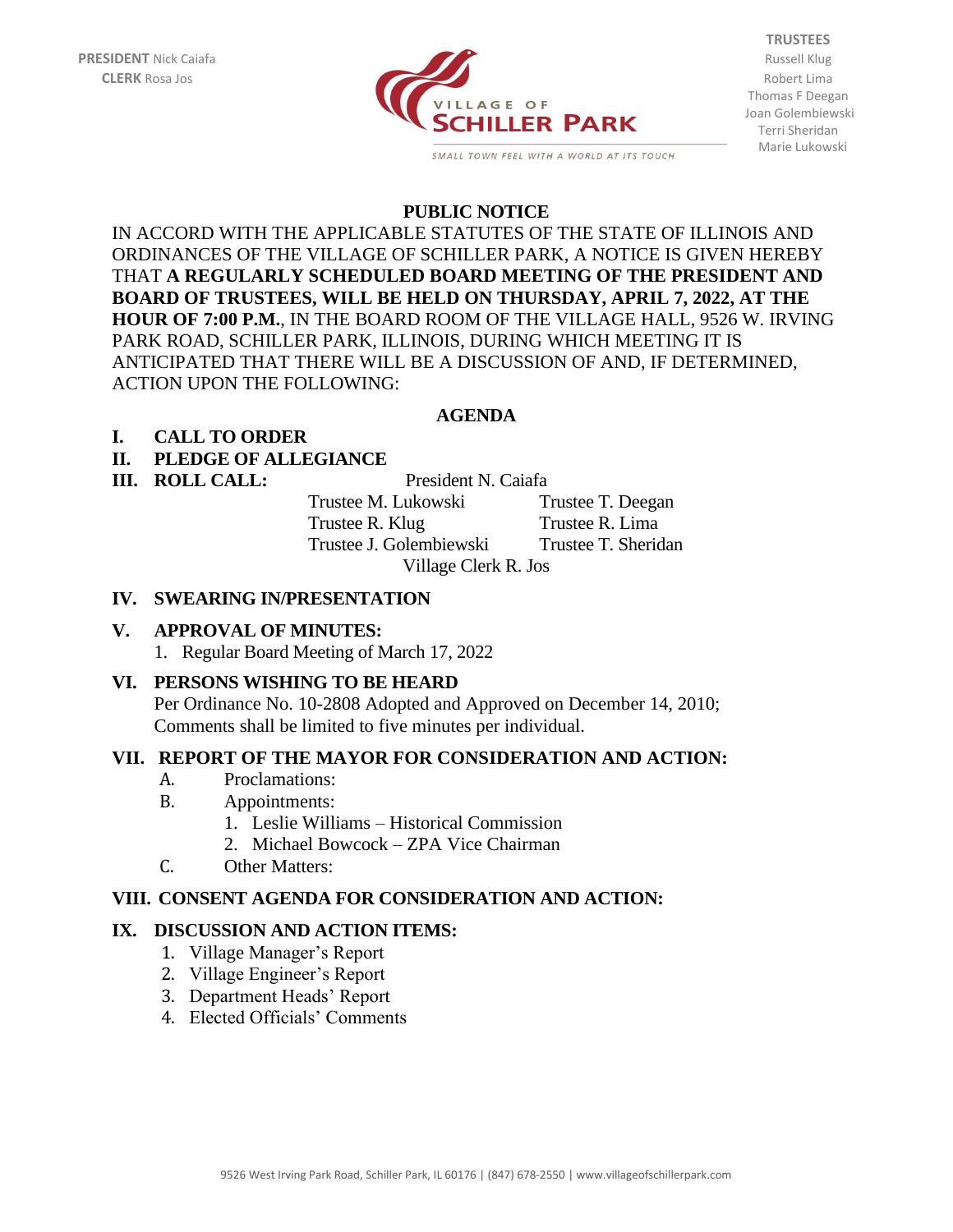**PRESIDENT** Nick Caiafa
**CLERK** Rosa Jos

VILLAGE OF
**SCHILLER PARK**
SMALL TOWN FEEL WITH A WORLD AT ITS TOUCH

**TRUSTEES**
Russell Klug
Robert Lima
Thomas F Deegan
Joan Golembiewski
Terri Sheridan
Marie Lukowski

## PUBLIC NOTICE

IN ACCORD WITH THE APPLICABLE STATUTES OF THE STATE OF ILLINOIS AND ORDINANCES OF THE VILLAGE OF SCHILLER PARK, A NOTICE IS GIVEN HEREBY THAT **A REGULARLY SCHEDULED BOARD MEETING OF THE PRESIDENT AND BOARD OF TRUSTEES, WILL BE HELD ON THURSDAY, APRIL 7, 2022, AT THE HOUR OF 7:00 P.M.**, IN THE BOARD ROOM OF THE VILLAGE HALL, 9526 W. IRVING PARK ROAD, SCHILLER PARK, ILLINOIS, DURING WHICH MEETING IT IS ANTICIPATED THAT THERE WILL BE A DISCUSSION OF AND, IF DETERMINED, ACTION UPON THE FOLLOWING:

## AGENDA

**I. CALL TO ORDER**

**II. PLEDGE OF ALLEGIANCE**

**III. ROLL CALL:**

President N. Caiafa

| | |
|---|---|
| Trustee M. Lukowski | Trustee T. Deegan |
| Trustee R. Klug | Trustee R. Lima |
| Trustee J. Golembiewski | Trustee T. Sheridan |

Village Clerk R. Jos

**IV. SWEARING IN/PRESENTATION**

**V. APPROVAL OF MINUTES:**

1. Regular Board Meeting of March 17, 2022

**VI. PERSONS WISHING TO BE HEARD**

Per Ordinance No. 10-2808 Adopted and Approved on December 14, 2010; Comments shall be limited to five minutes per individual.

**VII. REPORT OF THE MAYOR FOR CONSIDERATION AND ACTION:**

A. Proclamations:

B. Appointments:
   1. Leslie Williams – Historical Commission
   2. Michael Bowcock – ZPA Vice Chairman

C. Other Matters:

**VIII. CONSENT AGENDA FOR CONSIDERATION AND ACTION:**

**IX. DISCUSSION AND ACTION ITEMS:**

1. Village Manager's Report
2. Village Engineer's Report
3. Department Heads' Report
4. Elected Officials' Comments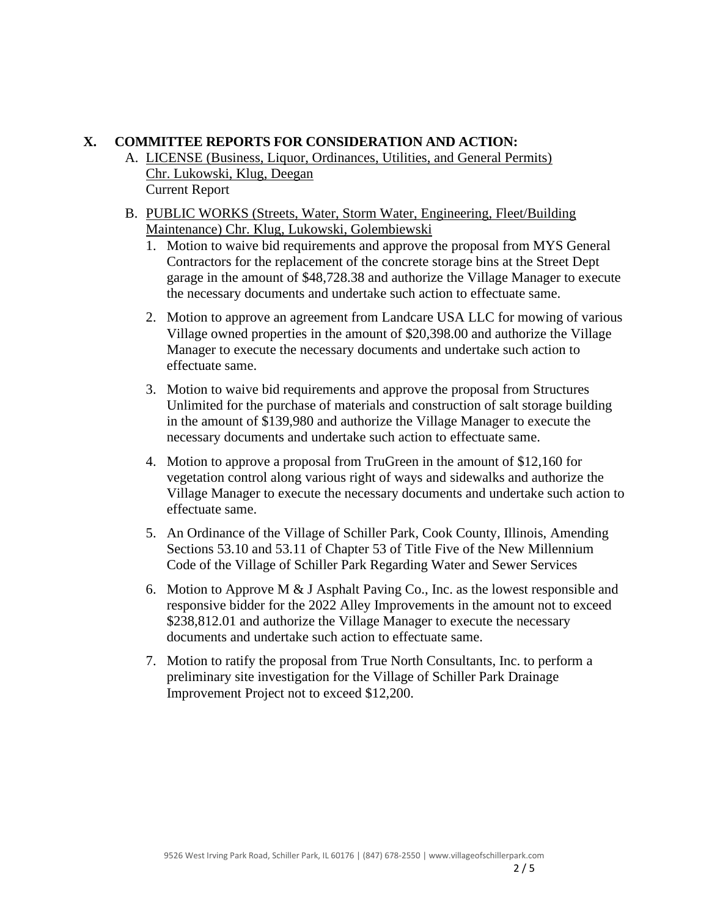## X. COMMITTEE REPORTS FOR CONSIDERATION AND ACTION:

A. LICENSE (Business, Liquor, Ordinances, Utilities, and General Permits) Chr. Lukowski, Klug, Deegan
Current Report

B. PUBLIC WORKS (Streets, Water, Storm Water, Engineering, Fleet/Building Maintenance) Chr. Klug, Lukowski, Golembiewski

1. Motion to waive bid requirements and approve the proposal from MYS General Contractors for the replacement of the concrete storage bins at the Street Dept garage in the amount of $48,728.38 and authorize the Village Manager to execute the necessary documents and undertake such action to effectuate same.

2. Motion to approve an agreement from Landcare USA LLC for mowing of various Village owned properties in the amount of $20,398.00 and authorize the Village Manager to execute the necessary documents and undertake such action to effectuate same.

3. Motion to waive bid requirements and approve the proposal from Structures Unlimited for the purchase of materials and construction of salt storage building in the amount of $139,980 and authorize the Village Manager to execute the necessary documents and undertake such action to effectuate same.

4. Motion to approve a proposal from TruGreen in the amount of $12,160 for vegetation control along various right of ways and sidewalks and authorize the Village Manager to execute the necessary documents and undertake such action to effectuate same.

5. An Ordinance of the Village of Schiller Park, Cook County, Illinois, Amending Sections 53.10 and 53.11 of Chapter 53 of Title Five of the New Millennium Code of the Village of Schiller Park Regarding Water and Sewer Services

6. Motion to Approve M & J Asphalt Paving Co., Inc. as the lowest responsible and responsive bidder for the 2022 Alley Improvements in the amount not to exceed $238,812.01 and authorize the Village Manager to execute the necessary documents and undertake such action to effectuate same.

7. Motion to ratify the proposal from True North Consultants, Inc. to perform a preliminary site investigation for the Village of Schiller Park Drainage Improvement Project not to exceed $12,200.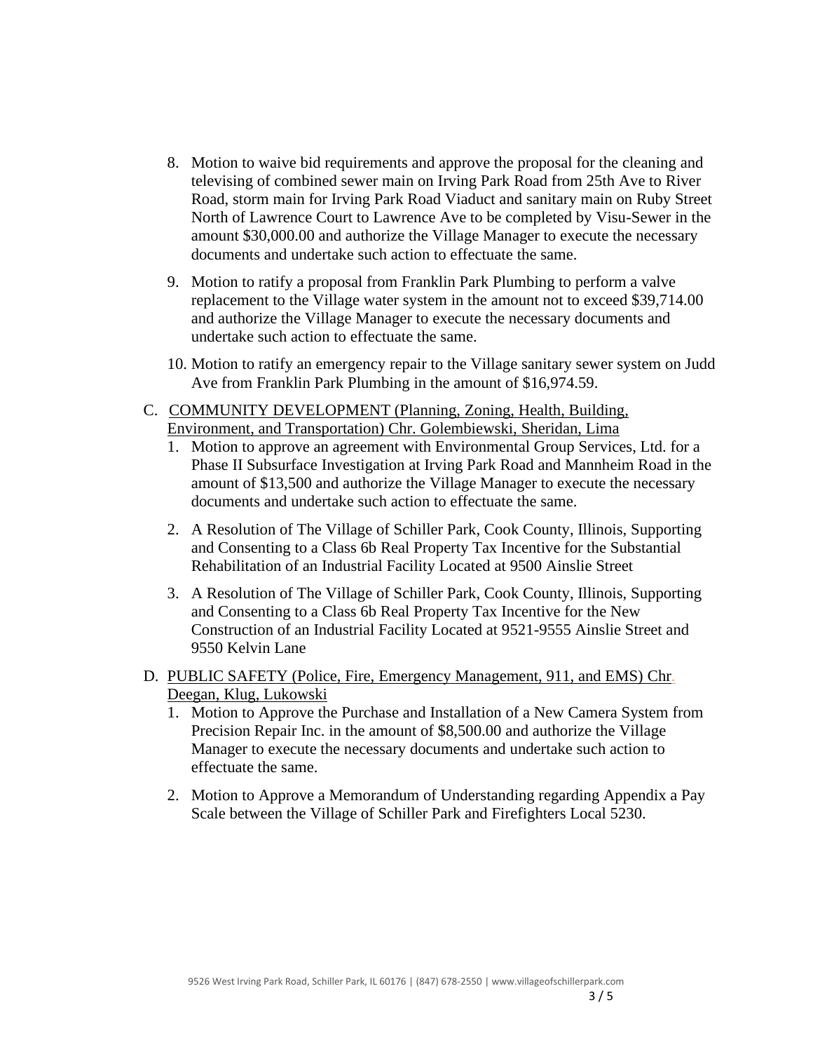8. Motion to waive bid requirements and approve the proposal for the cleaning and televising of combined sewer main on Irving Park Road from 25th Ave to River Road, storm main for Irving Park Road Viaduct and sanitary main on Ruby Street North of Lawrence Court to Lawrence Ave to be completed by Visu-Sewer in the amount $30,000.00 and authorize the Village Manager to execute the necessary documents and undertake such action to effectuate the same.

9. Motion to ratify a proposal from Franklin Park Plumbing to perform a valve replacement to the Village water system in the amount not to exceed $39,714.00 and authorize the Village Manager to execute the necessary documents and undertake such action to effectuate the same.

10. Motion to ratify an emergency repair to the Village sanitary sewer system on Judd Ave from Franklin Park Plumbing in the amount of $16,974.59.

C. COMMUNITY DEVELOPMENT (Planning, Zoning, Health, Building, Environment, and Transportation) Chr. Golembiewski, Sheridan, Lima

1. Motion to approve an agreement with Environmental Group Services, Ltd. for a Phase II Subsurface Investigation at Irving Park Road and Mannheim Road in the amount of $13,500 and authorize the Village Manager to execute the necessary documents and undertake such action to effectuate the same.

2. A Resolution of The Village of Schiller Park, Cook County, Illinois, Supporting and Consenting to a Class 6b Real Property Tax Incentive for the Substantial Rehabilitation of an Industrial Facility Located at 9500 Ainslie Street

3. A Resolution of The Village of Schiller Park, Cook County, Illinois, Supporting and Consenting to a Class 6b Real Property Tax Incentive for the New Construction of an Industrial Facility Located at 9521-9555 Ainslie Street and 9550 Kelvin Lane

D. PUBLIC SAFETY (Police, Fire, Emergency Management, 911, and EMS) Chr. Deegan, Klug, Lukowski

1. Motion to Approve the Purchase and Installation of a New Camera System from Precision Repair Inc. in the amount of $8,500.00 and authorize the Village Manager to execute the necessary documents and undertake such action to effectuate the same.

2. Motion to Approve a Memorandum of Understanding regarding Appendix a Pay Scale between the Village of Schiller Park and Firefighters Local 5230.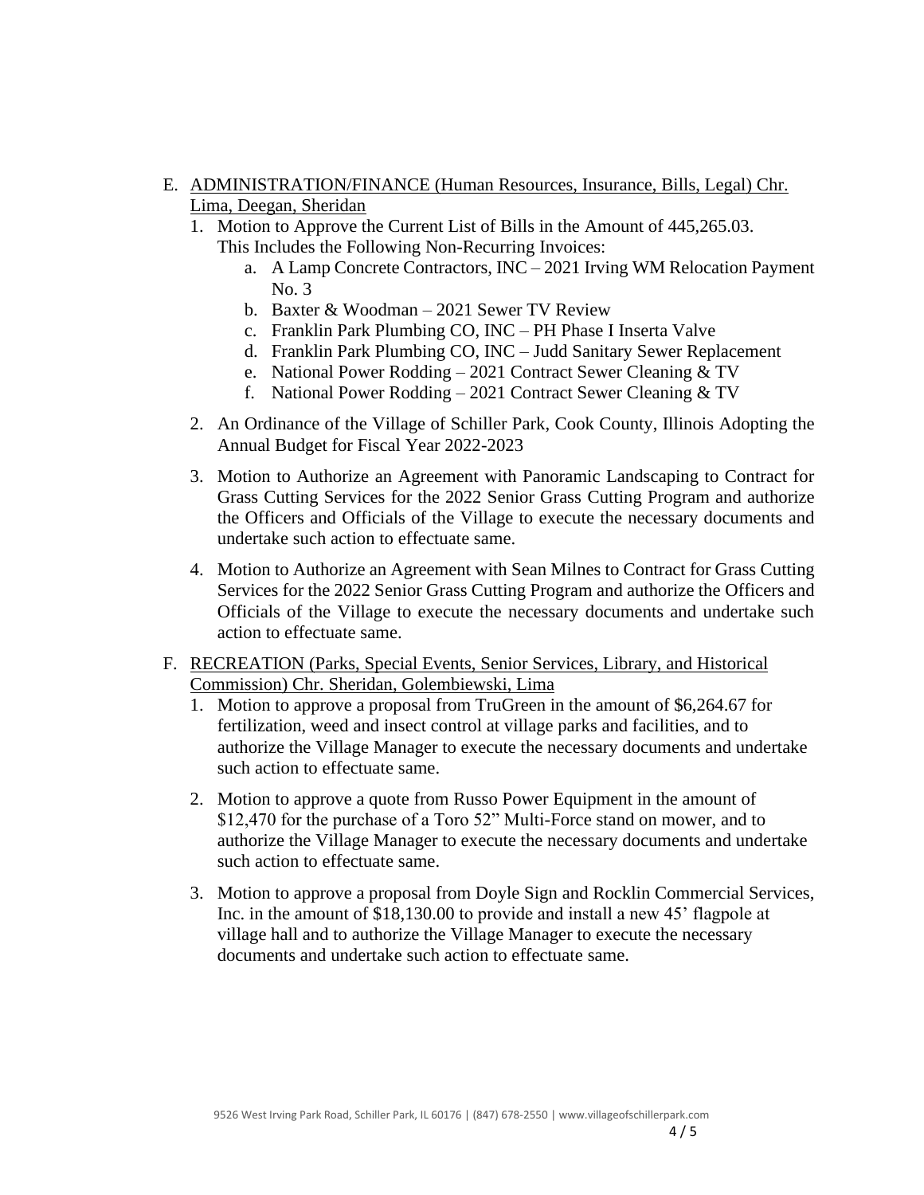E. ADMINISTRATION/FINANCE (Human Resources, Insurance, Bills, Legal) Chr. Lima, Deegan, Sheridan
   1. Motion to Approve the Current List of Bills in the Amount of 445,265.03. This Includes the Following Non-Recurring Invoices:
      a. A Lamp Concrete Contractors, INC – 2021 Irving WM Relocation Payment No. 3
      b. Baxter & Woodman – 2021 Sewer TV Review
      c. Franklin Park Plumbing CO, INC – PH Phase I Inserta Valve
      d. Franklin Park Plumbing CO, INC – Judd Sanitary Sewer Replacement
      e. National Power Rodding – 2021 Contract Sewer Cleaning & TV
      f. National Power Rodding – 2021 Contract Sewer Cleaning & TV
   2. An Ordinance of the Village of Schiller Park, Cook County, Illinois Adopting the Annual Budget for Fiscal Year 2022-2023
   3. Motion to Authorize an Agreement with Panoramic Landscaping to Contract for Grass Cutting Services for the 2022 Senior Grass Cutting Program and authorize the Officers and Officials of the Village to execute the necessary documents and undertake such action to effectuate same.
   4. Motion to Authorize an Agreement with Sean Milnes to Contract for Grass Cutting Services for the 2022 Senior Grass Cutting Program and authorize the Officers and Officials of the Village to execute the necessary documents and undertake such action to effectuate same.

F. RECREATION (Parks, Special Events, Senior Services, Library, and Historical Commission) Chr. Sheridan, Golembiewski, Lima
   1. Motion to approve a proposal from TruGreen in the amount of $6,264.67 for fertilization, weed and insect control at village parks and facilities, and to authorize the Village Manager to execute the necessary documents and undertake such action to effectuate same.
   2. Motion to approve a quote from Russo Power Equipment in the amount of $12,470 for the purchase of a Toro 52" Multi-Force stand on mower, and to authorize the Village Manager to execute the necessary documents and undertake such action to effectuate same.
   3. Motion to approve a proposal from Doyle Sign and Rocklin Commercial Services, Inc. in the amount of $18,130.00 to provide and install a new 45' flagpole at village hall and to authorize the Village Manager to execute the necessary documents and undertake such action to effectuate same.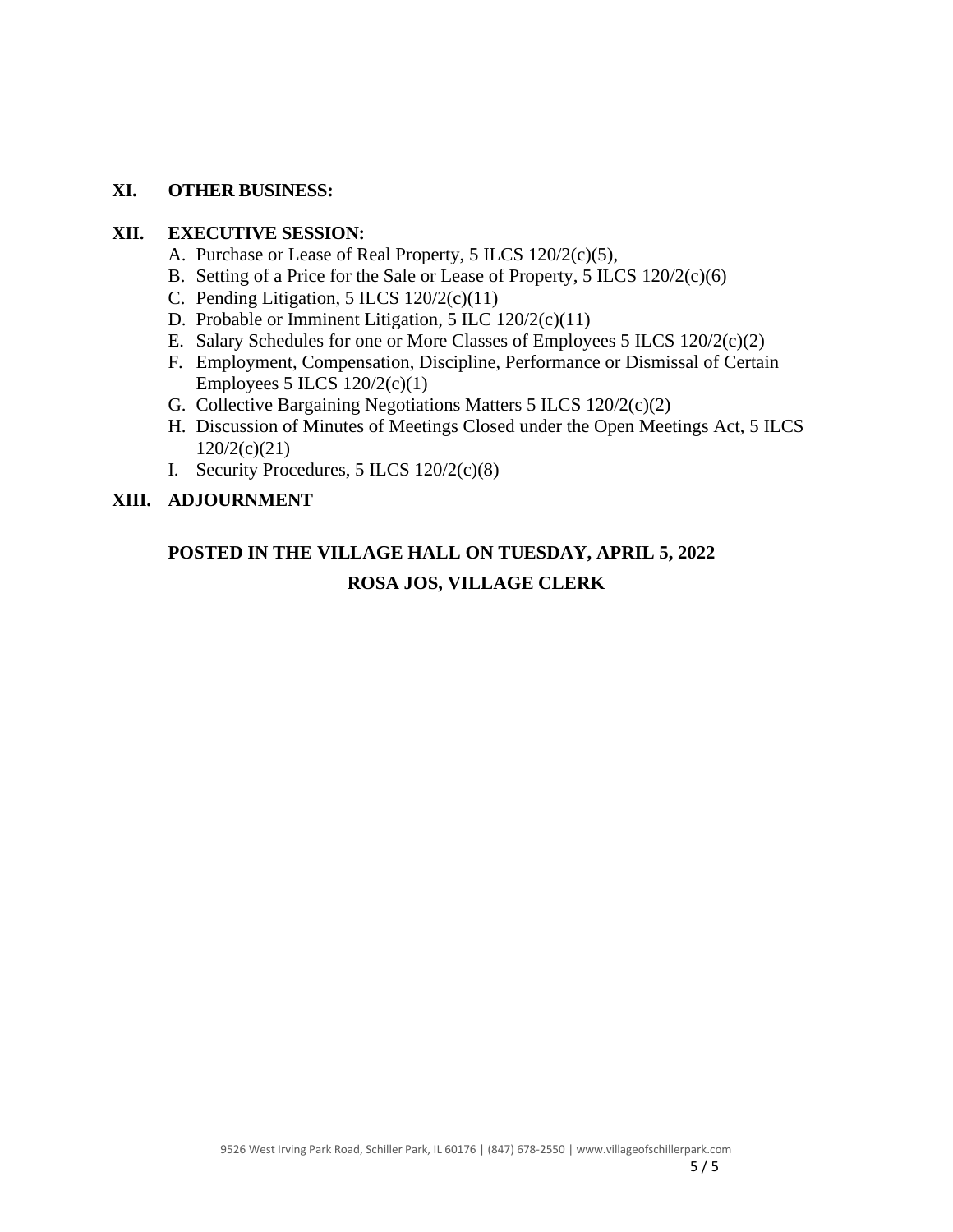**XI. OTHER BUSINESS:**

**XII. EXECUTIVE SESSION:**

A. Purchase or Lease of Real Property, 5 ILCS 120/2(c)(5),
B. Setting of a Price for the Sale or Lease of Property, 5 ILCS 120/2(c)(6)
C. Pending Litigation, 5 ILCS 120/2(c)(11)
D. Probable or Imminent Litigation, 5 ILC 120/2(c)(11)
E. Salary Schedules for one or More Classes of Employees 5 ILCS 120/2(c)(2)
F. Employment, Compensation, Discipline, Performance or Dismissal of Certain Employees 5 ILCS 120/2(c)(1)
G. Collective Bargaining Negotiations Matters 5 ILCS 120/2(c)(2)
H. Discussion of Minutes of Meetings Closed under the Open Meetings Act, 5 ILCS 120/2(c)(21)
I. Security Procedures, 5 ILCS 120/2(c)(8)

**XIII. ADJOURNMENT**

**POSTED IN THE VILLAGE HALL ON TUESDAY, APRIL 5, 2022**

**ROSA JOS, VILLAGE CLERK**

9526 West Irving Park Road, Schiller Park, IL 60176 | (847) 678-2550 | www.villageofschillerpark.com